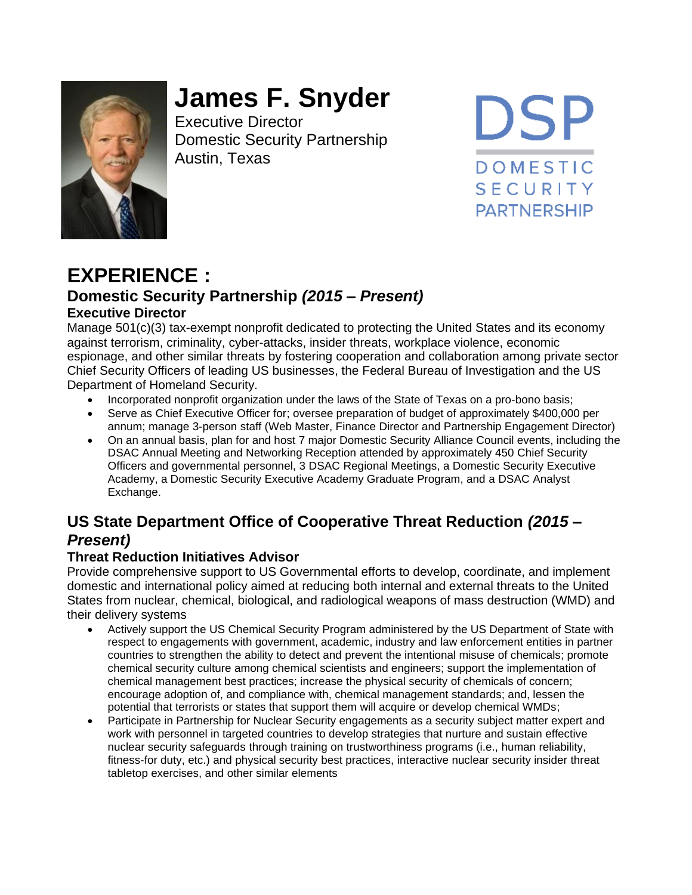# James F. Snyder

Executive Director
Domestic Security Partnership
Austin, Texas

DSP
DOMESTIC
SECURITY
PARTNERSHIP

# EXPERIENCE :

## Domestic Security Partnership *(2015 – Present)*

### Executive Director

Manage 501(c)(3) tax-exempt nonprofit dedicated to protecting the United States and its economy against terrorism, criminality, cyber-attacks, insider threats, workplace violence, economic espionage, and other similar threats by fostering cooperation and collaboration among private sector Chief Security Officers of leading US businesses, the Federal Bureau of Investigation and the US Department of Homeland Security.

- Incorporated nonprofit organization under the laws of the State of Texas on a pro-bono basis;
- Serve as Chief Executive Officer for; oversee preparation of budget of approximately $400,000 per annum; manage 3-person staff (Web Master, Finance Director and Partnership Engagement Director)
- On an annual basis, plan for and host 7 major Domestic Security Alliance Council events, including the DSAC Annual Meeting and Networking Reception attended by approximately 450 Chief Security Officers and governmental personnel, 3 DSAC Regional Meetings, a Domestic Security Executive Academy, a Domestic Security Executive Academy Graduate Program, and a DSAC Analyst Exchange.

## US State Department Office of Cooperative Threat Reduction *(2015 – Present)*

### Threat Reduction Initiatives Advisor

Provide comprehensive support to US Governmental efforts to develop, coordinate, and implement domestic and international policy aimed at reducing both internal and external threats to the United States from nuclear, chemical, biological, and radiological weapons of mass destruction (WMD) and their delivery systems

- Actively support the US Chemical Security Program administered by the US Department of State with respect to engagements with government, academic, industry and law enforcement entities in partner countries to strengthen the ability to detect and prevent the intentional misuse of chemicals; promote chemical security culture among chemical scientists and engineers; support the implementation of chemical management best practices; increase the physical security of chemicals of concern; encourage adoption of, and compliance with, chemical management standards; and, lessen the potential that terrorists or states that support them will acquire or develop chemical WMDs;
- Participate in Partnership for Nuclear Security engagements as a security subject matter expert and work with personnel in targeted countries to develop strategies that nurture and sustain effective nuclear security safeguards through training on trustworthiness programs (i.e., human reliability, fitness-for duty, etc.) and physical security best practices, interactive nuclear security insider threat tabletop exercises, and other similar elements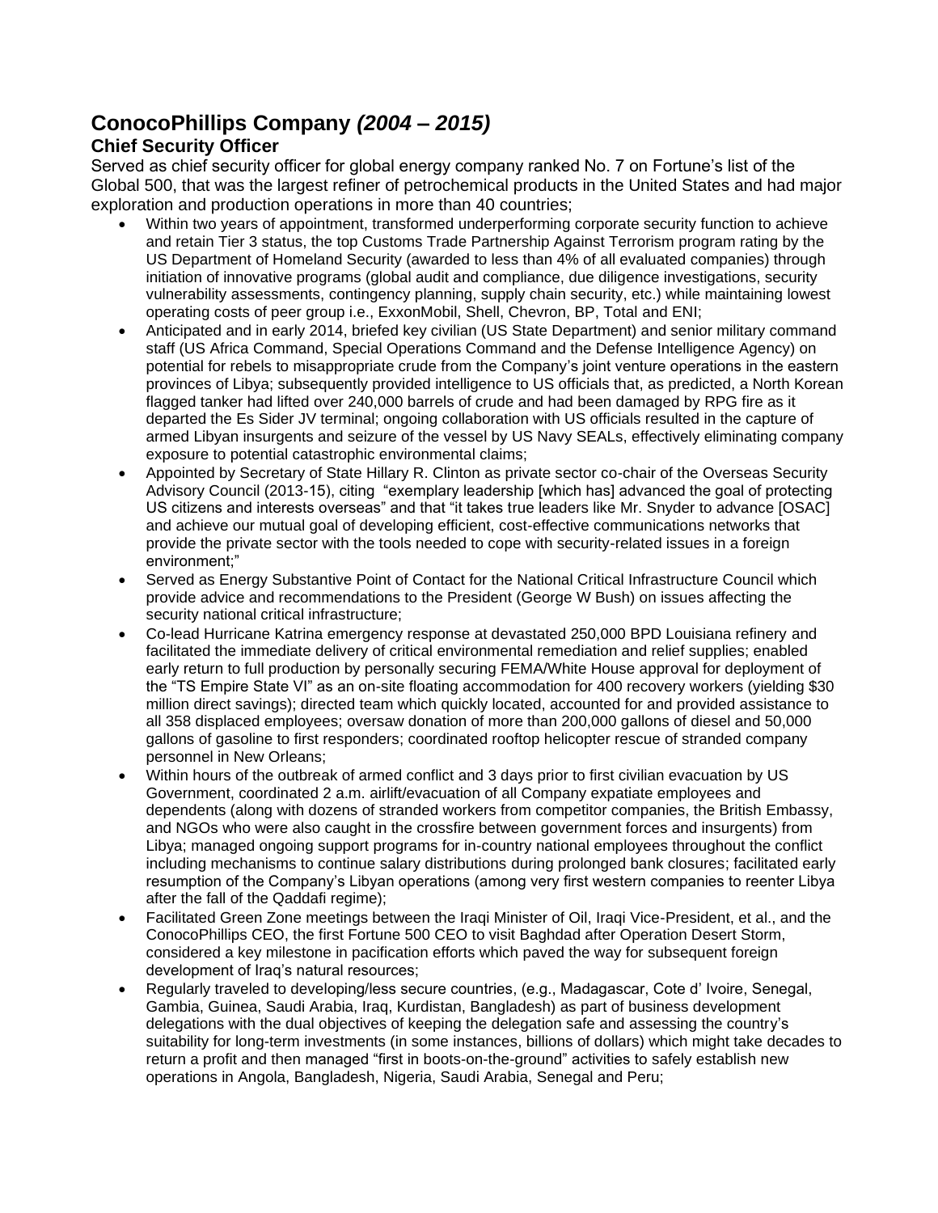## **ConocoPhillips Company** *(2004 – 2015)*

### Chief Security Officer

Served as chief security officer for global energy company ranked No. 7 on Fortune's list of the Global 500, that was the largest refiner of petrochemical products in the United States and had major exploration and production operations in more than 40 countries;

- Within two years of appointment, transformed underperforming corporate security function to achieve and retain Tier 3 status, the top Customs Trade Partnership Against Terrorism program rating by the US Department of Homeland Security (awarded to less than 4% of all evaluated companies) through initiation of innovative programs (global audit and compliance, due diligence investigations, security vulnerability assessments, contingency planning, supply chain security, etc.) while maintaining lowest operating costs of peer group i.e., ExxonMobil, Shell, Chevron, BP, Total and ENI;
- Anticipated and in early 2014, briefed key civilian (US State Department) and senior military command staff (US Africa Command, Special Operations Command and the Defense Intelligence Agency) on potential for rebels to misappropriate crude from the Company's joint venture operations in the eastern provinces of Libya; subsequently provided intelligence to US officials that, as predicted, a North Korean flagged tanker had lifted over 240,000 barrels of crude and had been damaged by RPG fire as it departed the Es Sider JV terminal; ongoing collaboration with US officials resulted in the capture of armed Libyan insurgents and seizure of the vessel by US Navy SEALs, effectively eliminating company exposure to potential catastrophic environmental claims;
- Appointed by Secretary of State Hillary R. Clinton as private sector co-chair of the Overseas Security Advisory Council (2013-15), citing "exemplary leadership [which has] advanced the goal of protecting US citizens and interests overseas" and that "it takes true leaders like Mr. Snyder to advance [OSAC] and achieve our mutual goal of developing efficient, cost-effective communications networks that provide the private sector with the tools needed to cope with security-related issues in a foreign environment;"
- Served as Energy Substantive Point of Contact for the National Critical Infrastructure Council which provide advice and recommendations to the President (George W Bush) on issues affecting the security national critical infrastructure;
- Co-lead Hurricane Katrina emergency response at devastated 250,000 BPD Louisiana refinery and facilitated the immediate delivery of critical environmental remediation and relief supplies; enabled early return to full production by personally securing FEMA/White House approval for deployment of the "TS Empire State VI" as an on-site floating accommodation for 400 recovery workers (yielding $30 million direct savings); directed team which quickly located, accounted for and provided assistance to all 358 displaced employees; oversaw donation of more than 200,000 gallons of diesel and 50,000 gallons of gasoline to first responders; coordinated rooftop helicopter rescue of stranded company personnel in New Orleans;
- Within hours of the outbreak of armed conflict and 3 days prior to first civilian evacuation by US Government, coordinated 2 a.m. airlift/evacuation of all Company expatiate employees and dependents (along with dozens of stranded workers from competitor companies, the British Embassy, and NGOs who were also caught in the crossfire between government forces and insurgents) from Libya; managed ongoing support programs for in-country national employees throughout the conflict including mechanisms to continue salary distributions during prolonged bank closures; facilitated early resumption of the Company's Libyan operations (among very first western companies to reenter Libya after the fall of the Qaddafi regime);
- Facilitated Green Zone meetings between the Iraqi Minister of Oil, Iraqi Vice-President, et al., and the ConocoPhillips CEO, the first Fortune 500 CEO to visit Baghdad after Operation Desert Storm, considered a key milestone in pacification efforts which paved the way for subsequent foreign development of Iraq's natural resources;
- Regularly traveled to developing/less secure countries, (e.g., Madagascar, Cote d' Ivoire, Senegal, Gambia, Guinea, Saudi Arabia, Iraq, Kurdistan, Bangladesh) as part of business development delegations with the dual objectives of keeping the delegation safe and assessing the country's suitability for long-term investments (in some instances, billions of dollars) which might take decades to return a profit and then managed "first in boots-on-the-ground" activities to safely establish new operations in Angola, Bangladesh, Nigeria, Saudi Arabia, Senegal and Peru;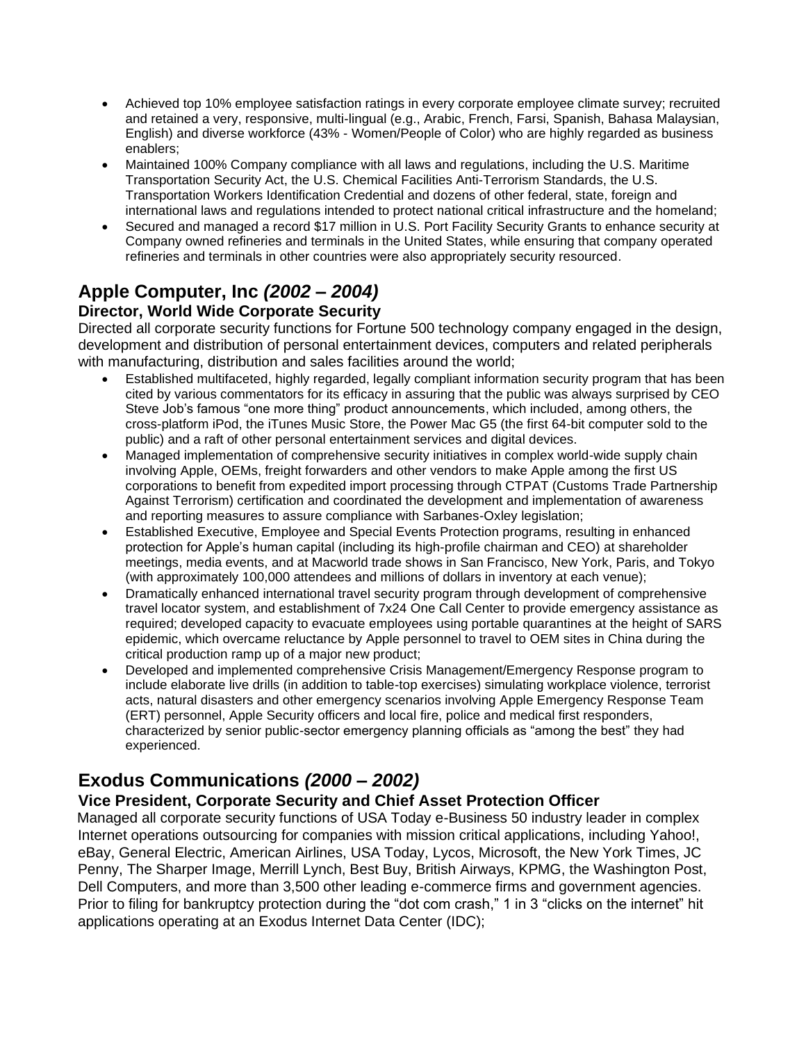- Achieved top 10% employee satisfaction ratings in every corporate employee climate survey; recruited and retained a very, responsive, multi-lingual (e.g., Arabic, French, Farsi, Spanish, Bahasa Malaysian, English) and diverse workforce (43% - Women/People of Color) who are highly regarded as business enablers;
- Maintained 100% Company compliance with all laws and regulations, including the U.S. Maritime Transportation Security Act, the U.S. Chemical Facilities Anti-Terrorism Standards, the U.S. Transportation Workers Identification Credential and dozens of other federal, state, foreign and international laws and regulations intended to protect national critical infrastructure and the homeland;
- Secured and managed a record $17 million in U.S. Port Facility Security Grants to enhance security at Company owned refineries and terminals in the United States, while ensuring that company operated refineries and terminals in other countries were also appropriately security resourced.

## Apple Computer, Inc *(2002 – 2004)*

### Director, World Wide Corporate Security

Directed all corporate security functions for Fortune 500 technology company engaged in the design, development and distribution of personal entertainment devices, computers and related peripherals with manufacturing, distribution and sales facilities around the world;

- Established multifaceted, highly regarded, legally compliant information security program that has been cited by various commentators for its efficacy in assuring that the public was always surprised by CEO Steve Job's famous "one more thing" product announcements, which included, among others, the cross-platform iPod, the iTunes Music Store, the Power Mac G5 (the first 64-bit computer sold to the public) and a raft of other personal entertainment services and digital devices.
- Managed implementation of comprehensive security initiatives in complex world-wide supply chain involving Apple, OEMs, freight forwarders and other vendors to make Apple among the first US corporations to benefit from expedited import processing through CTPAT (Customs Trade Partnership Against Terrorism) certification and coordinated the development and implementation of awareness and reporting measures to assure compliance with Sarbanes-Oxley legislation;
- Established Executive, Employee and Special Events Protection programs, resulting in enhanced protection for Apple's human capital (including its high-profile chairman and CEO) at shareholder meetings, media events, and at Macworld trade shows in San Francisco, New York, Paris, and Tokyo (with approximately 100,000 attendees and millions of dollars in inventory at each venue);
- Dramatically enhanced international travel security program through development of comprehensive travel locator system, and establishment of 7x24 One Call Center to provide emergency assistance as required; developed capacity to evacuate employees using portable quarantines at the height of SARS epidemic, which overcame reluctance by Apple personnel to travel to OEM sites in China during the critical production ramp up of a major new product;
- Developed and implemented comprehensive Crisis Management/Emergency Response program to include elaborate live drills (in addition to table-top exercises) simulating workplace violence, terrorist acts, natural disasters and other emergency scenarios involving Apple Emergency Response Team (ERT) personnel, Apple Security officers and local fire, police and medical first responders, characterized by senior public-sector emergency planning officials as "among the best" they had experienced.

## Exodus Communications *(2000 – 2002)*

### Vice President, Corporate Security and Chief Asset Protection Officer

Managed all corporate security functions of USA Today e-Business 50 industry leader in complex Internet operations outsourcing for companies with mission critical applications, including Yahoo!, eBay, General Electric, American Airlines, USA Today, Lycos, Microsoft, the New York Times, JC Penny, The Sharper Image, Merrill Lynch, Best Buy, British Airways, KPMG, the Washington Post, Dell Computers, and more than 3,500 other leading e-commerce firms and government agencies. Prior to filing for bankruptcy protection during the "dot com crash," 1 in 3 "clicks on the internet" hit applications operating at an Exodus Internet Data Center (IDC);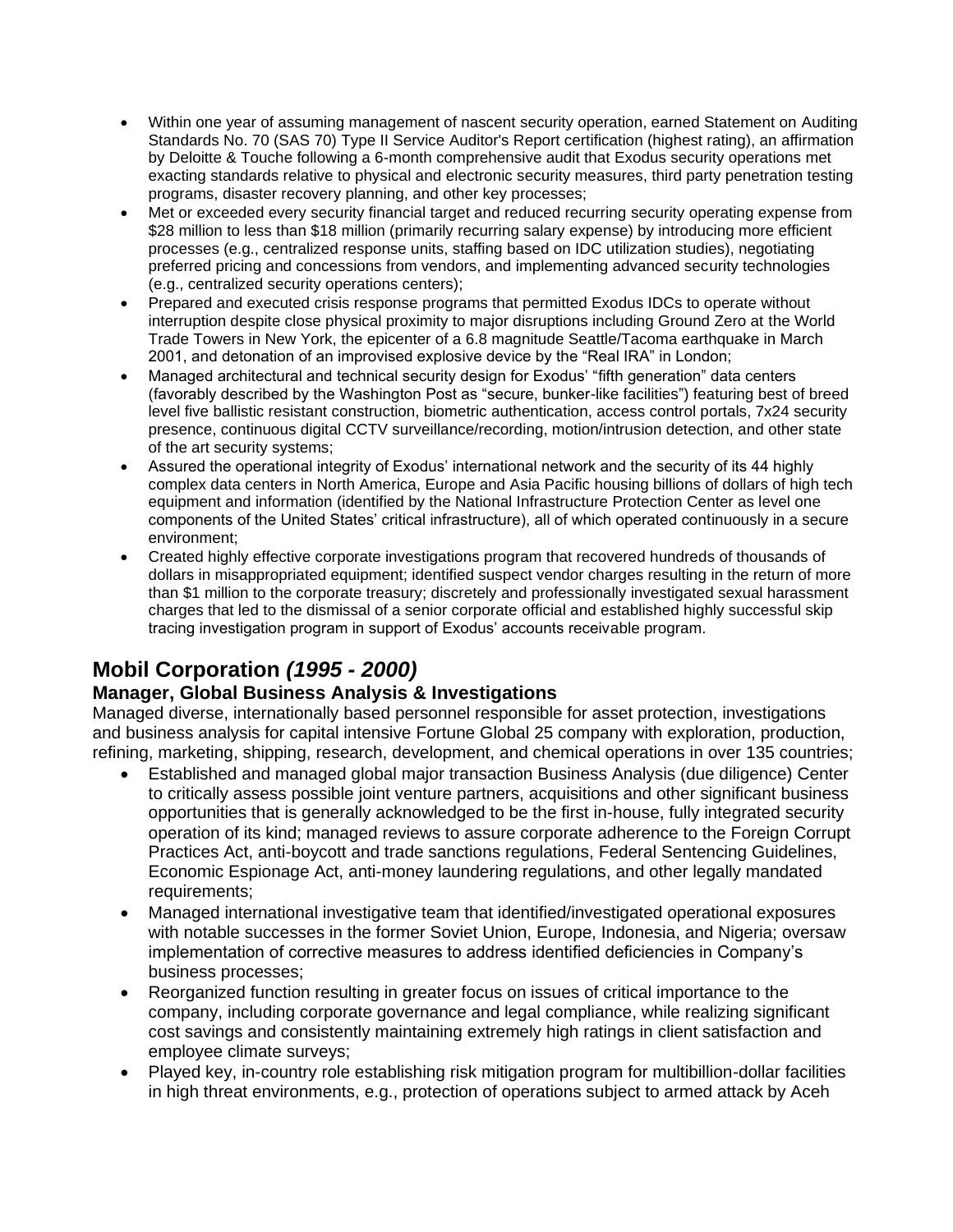- Within one year of assuming management of nascent security operation, earned Statement on Auditing Standards No. 70 (SAS 70) Type II Service Auditor's Report certification (highest rating), an affirmation by Deloitte & Touche following a 6-month comprehensive audit that Exodus security operations met exacting standards relative to physical and electronic security measures, third party penetration testing programs, disaster recovery planning, and other key processes;
- Met or exceeded every security financial target and reduced recurring security operating expense from \$28 million to less than \$18 million (primarily recurring salary expense) by introducing more efficient processes (e.g., centralized response units, staffing based on IDC utilization studies), negotiating preferred pricing and concessions from vendors, and implementing advanced security technologies (e.g., centralized security operations centers);
- Prepared and executed crisis response programs that permitted Exodus IDCs to operate without interruption despite close physical proximity to major disruptions including Ground Zero at the World Trade Towers in New York, the epicenter of a 6.8 magnitude Seattle/Tacoma earthquake in March 2001, and detonation of an improvised explosive device by the "Real IRA" in London;
- Managed architectural and technical security design for Exodus' "fifth generation" data centers (favorably described by the Washington Post as "secure, bunker-like facilities") featuring best of breed level five ballistic resistant construction, biometric authentication, access control portals, 7x24 security presence, continuous digital CCTV surveillance/recording, motion/intrusion detection, and other state of the art security systems;
- Assured the operational integrity of Exodus' international network and the security of its 44 highly complex data centers in North America, Europe and Asia Pacific housing billions of dollars of high tech equipment and information (identified by the National Infrastructure Protection Center as level one components of the United States' critical infrastructure), all of which operated continuously in a secure environment;
- Created highly effective corporate investigations program that recovered hundreds of thousands of dollars in misappropriated equipment; identified suspect vendor charges resulting in the return of more than \$1 million to the corporate treasury; discretely and professionally investigated sexual harassment charges that led to the dismissal of a senior corporate official and established highly successful skip tracing investigation program in support of Exodus' accounts receivable program.

## Mobil Corporation *(1995 - 2000)*

### Manager, Global Business Analysis & Investigations

Managed diverse, internationally based personnel responsible for asset protection, investigations and business analysis for capital intensive Fortune Global 25 company with exploration, production, refining, marketing, shipping, research, development, and chemical operations in over 135 countries;

- Established and managed global major transaction Business Analysis (due diligence) Center to critically assess possible joint venture partners, acquisitions and other significant business opportunities that is generally acknowledged to be the first in-house, fully integrated security operation of its kind; managed reviews to assure corporate adherence to the Foreign Corrupt Practices Act, anti-boycott and trade sanctions regulations, Federal Sentencing Guidelines, Economic Espionage Act, anti-money laundering regulations, and other legally mandated requirements;
- Managed international investigative team that identified/investigated operational exposures with notable successes in the former Soviet Union, Europe, Indonesia, and Nigeria; oversaw implementation of corrective measures to address identified deficiencies in Company's business processes;
- Reorganized function resulting in greater focus on issues of critical importance to the company, including corporate governance and legal compliance, while realizing significant cost savings and consistently maintaining extremely high ratings in client satisfaction and employee climate surveys;
- Played key, in-country role establishing risk mitigation program for multibillion-dollar facilities in high threat environments, e.g., protection of operations subject to armed attack by Aceh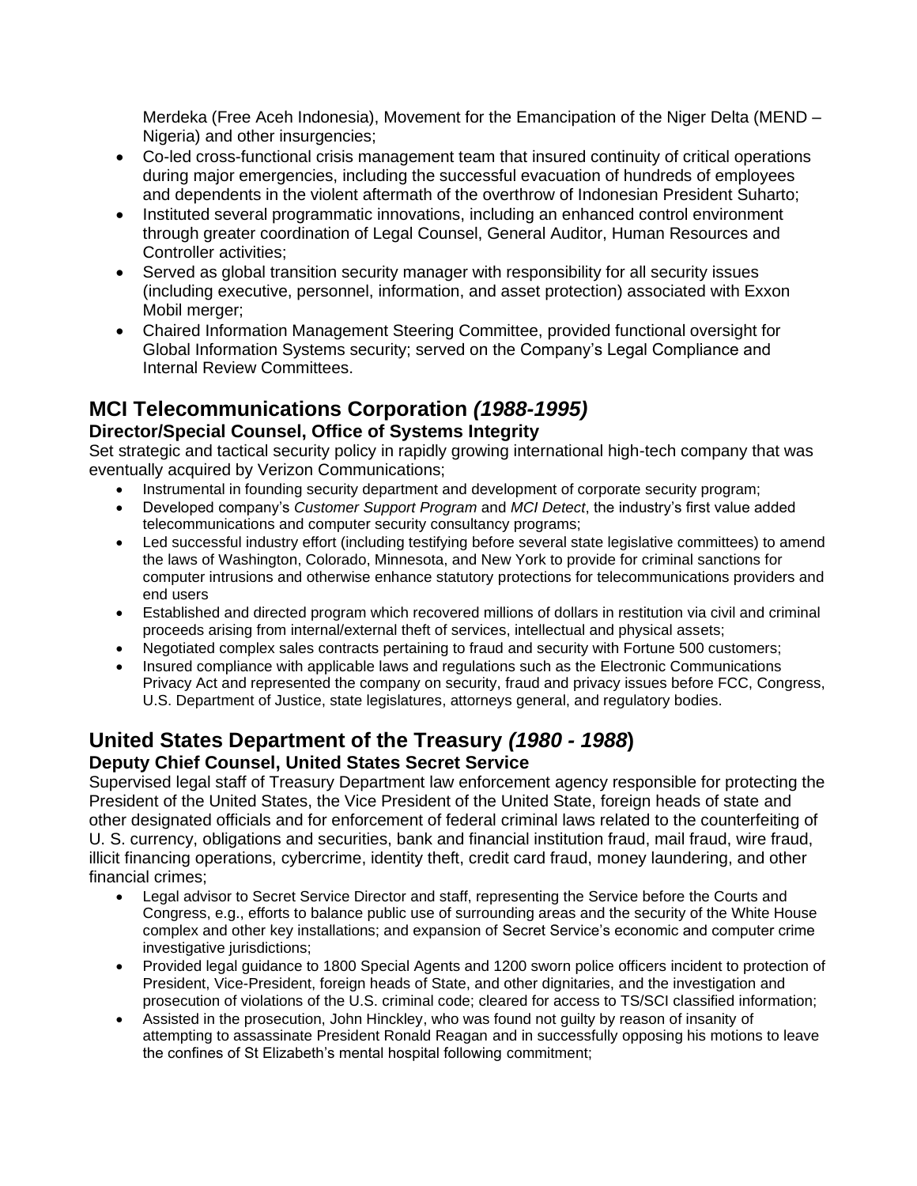Merdeka (Free Aceh Indonesia), Movement for the Emancipation of the Niger Delta (MEND – Nigeria) and other insurgencies;

- Co-led cross-functional crisis management team that insured continuity of critical operations during major emergencies, including the successful evacuation of hundreds of employees and dependents in the violent aftermath of the overthrow of Indonesian President Suharto;
- Instituted several programmatic innovations, including an enhanced control environment through greater coordination of Legal Counsel, General Auditor, Human Resources and Controller activities;
- Served as global transition security manager with responsibility for all security issues (including executive, personnel, information, and asset protection) associated with Exxon Mobil merger;
- Chaired Information Management Steering Committee, provided functional oversight for Global Information Systems security; served on the Company's Legal Compliance and Internal Review Committees.

## MCI Telecommunications Corporation *(1988-1995)*

### Director/Special Counsel, Office of Systems Integrity

Set strategic and tactical security policy in rapidly growing international high-tech company that was eventually acquired by Verizon Communications;

- Instrumental in founding security department and development of corporate security program;
- Developed company's *Customer Support Program* and *MCI Detect*, the industry's first value added telecommunications and computer security consultancy programs;
- Led successful industry effort (including testifying before several state legislative committees) to amend the laws of Washington, Colorado, Minnesota, and New York to provide for criminal sanctions for computer intrusions and otherwise enhance statutory protections for telecommunications providers and end users
- Established and directed program which recovered millions of dollars in restitution via civil and criminal proceeds arising from internal/external theft of services, intellectual and physical assets;
- Negotiated complex sales contracts pertaining to fraud and security with Fortune 500 customers;
- Insured compliance with applicable laws and regulations such as the Electronic Communications Privacy Act and represented the company on security, fraud and privacy issues before FCC, Congress, U.S. Department of Justice, state legislatures, attorneys general, and regulatory bodies.

## United States Department of the Treasury *(1980 - 1988*)

### Deputy Chief Counsel, United States Secret Service

Supervised legal staff of Treasury Department law enforcement agency responsible for protecting the President of the United States, the Vice President of the United State, foreign heads of state and other designated officials and for enforcement of federal criminal laws related to the counterfeiting of U. S. currency, obligations and securities, bank and financial institution fraud, mail fraud, wire fraud, illicit financing operations, cybercrime, identity theft, credit card fraud, money laundering, and other financial crimes;

- Legal advisor to Secret Service Director and staff, representing the Service before the Courts and Congress, e.g., efforts to balance public use of surrounding areas and the security of the White House complex and other key installations; and expansion of Secret Service's economic and computer crime investigative jurisdictions;
- Provided legal guidance to 1800 Special Agents and 1200 sworn police officers incident to protection of President, Vice-President, foreign heads of State, and other dignitaries, and the investigation and prosecution of violations of the U.S. criminal code; cleared for access to TS/SCI classified information;
- Assisted in the prosecution, John Hinckley, who was found not guilty by reason of insanity of attempting to assassinate President Ronald Reagan and in successfully opposing his motions to leave the confines of St Elizabeth's mental hospital following commitment;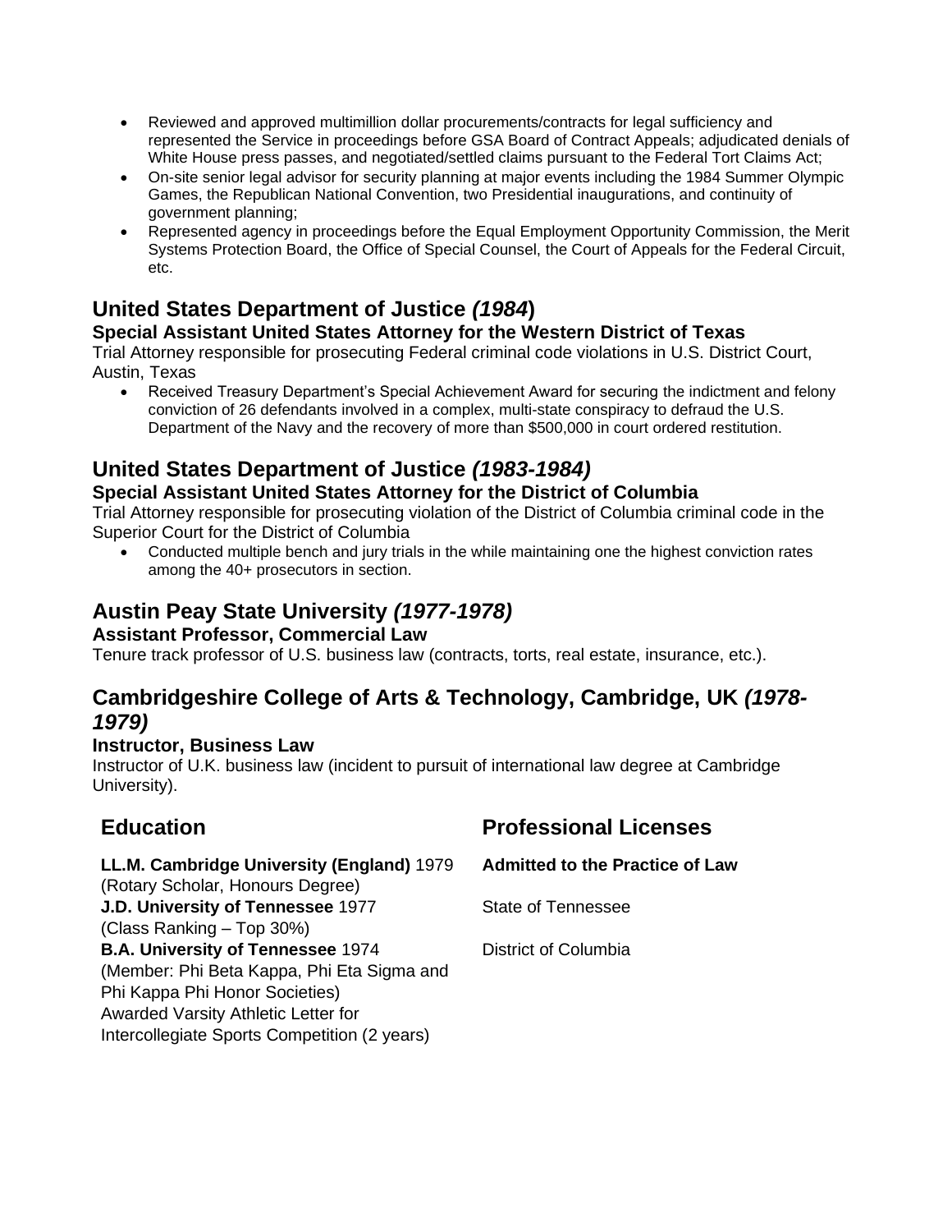- Reviewed and approved multimillion dollar procurements/contracts for legal sufficiency and represented the Service in proceedings before GSA Board of Contract Appeals; adjudicated denials of White House press passes, and negotiated/settled claims pursuant to the Federal Tort Claims Act;
- On-site senior legal advisor for security planning at major events including the 1984 Summer Olympic Games, the Republican National Convention, two Presidential inaugurations, and continuity of government planning;
- Represented agency in proceedings before the Equal Employment Opportunity Commission, the Merit Systems Protection Board, the Office of Special Counsel, the Court of Appeals for the Federal Circuit, etc.

## United States Department of Justice *(1984)*

### Special Assistant United States Attorney for the Western District of Texas

Trial Attorney responsible for prosecuting Federal criminal code violations in U.S. District Court, Austin, Texas

- Received Treasury Department's Special Achievement Award for securing the indictment and felony conviction of 26 defendants involved in a complex, multi-state conspiracy to defraud the U.S. Department of the Navy and the recovery of more than $500,000 in court ordered restitution.

## United States Department of Justice *(1983-1984)*

### Special Assistant United States Attorney for the District of Columbia

Trial Attorney responsible for prosecuting violation of the District of Columbia criminal code in the Superior Court for the District of Columbia

- Conducted multiple bench and jury trials in the while maintaining one the highest conviction rates among the 40+ prosecutors in section.

## Austin Peay State University *(1977-1978)*

### Assistant Professor, Commercial Law

Tenure track professor of U.S. business law (contracts, torts, real estate, insurance, etc.).

## Cambridgeshire College of Arts & Technology, Cambridge, UK *(1978-1979)*

### Instructor, Business Law

Instructor of U.K. business law (incident to pursuit of international law degree at Cambridge University).

## Education

**LL.M. Cambridge University (England)** 1979
(Rotary Scholar, Honours Degree)

**J.D. University of Tennessee** 1977
(Class Ranking – Top 30%)

**B.A. University of Tennessee** 1974
(Member: Phi Beta Kappa, Phi Eta Sigma and Phi Kappa Phi Honor Societies)
Awarded Varsity Athletic Letter for Intercollegiate Sports Competition (2 years)

## Professional Licenses

**Admitted to the Practice of Law**

State of Tennessee

District of Columbia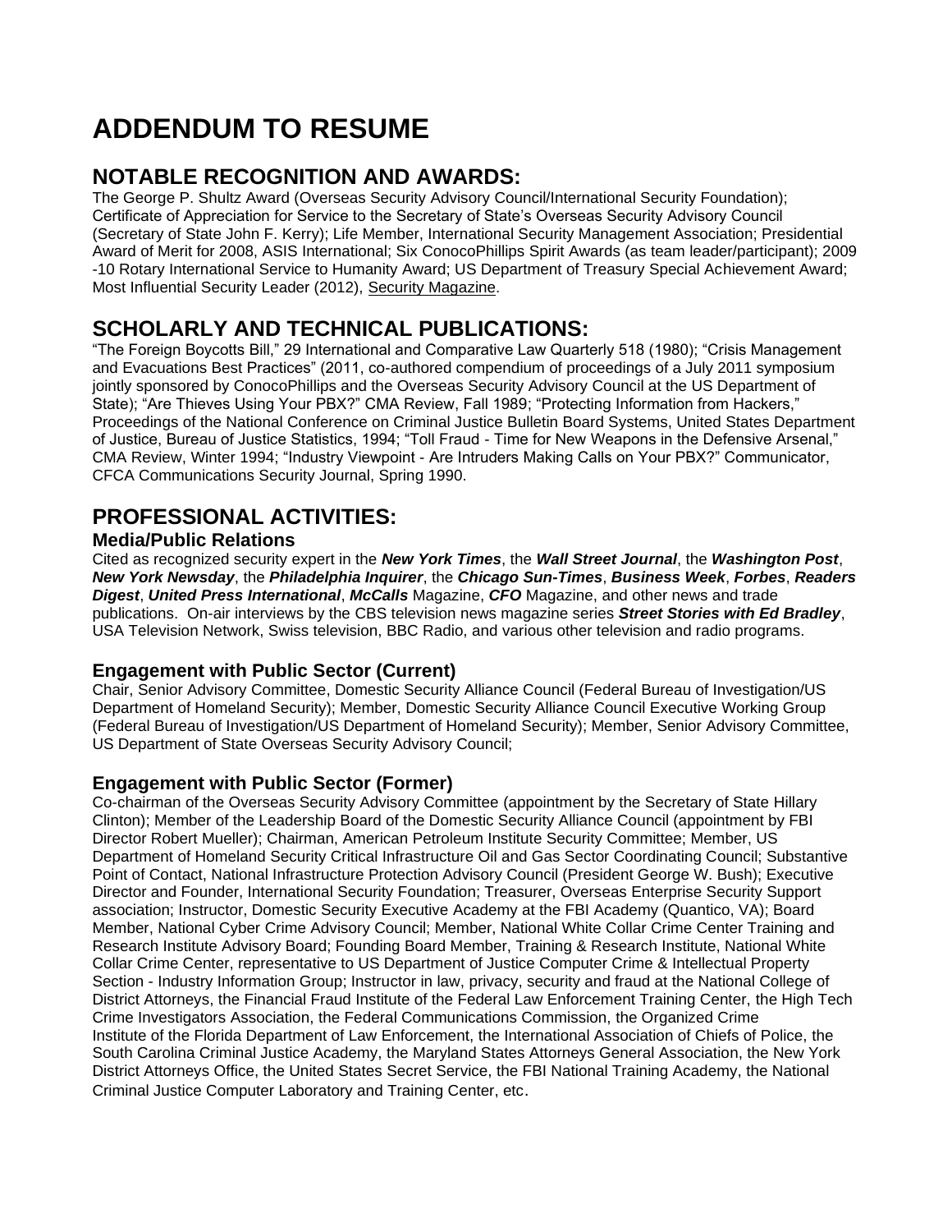# ADDENDUM TO RESUME

## NOTABLE RECOGNITION AND AWARDS:

The George P. Shultz Award (Overseas Security Advisory Council/International Security Foundation); Certificate of Appreciation for Service to the Secretary of State's Overseas Security Advisory Council (Secretary of State John F. Kerry); Life Member, International Security Management Association; Presidential Award of Merit for 2008, ASIS International; Six ConocoPhillips Spirit Awards (as team leader/participant); 2009 -10 Rotary International Service to Humanity Award; US Department of Treasury Special Achievement Award; Most Influential Security Leader (2012), Security Magazine.

## SCHOLARLY AND TECHNICAL PUBLICATIONS:

"The Foreign Boycotts Bill," 29 International and Comparative Law Quarterly 518 (1980); "Crisis Management and Evacuations Best Practices" (2011, co-authored compendium of proceedings of a July 2011 symposium jointly sponsored by ConocoPhillips and the Overseas Security Advisory Council at the US Department of State); "Are Thieves Using Your PBX?" CMA Review, Fall 1989; "Protecting Information from Hackers," Proceedings of the National Conference on Criminal Justice Bulletin Board Systems, United States Department of Justice, Bureau of Justice Statistics, 1994; "Toll Fraud - Time for New Weapons in the Defensive Arsenal," CMA Review, Winter 1994; "Industry Viewpoint - Are Intruders Making Calls on Your PBX?" Communicator, CFCA Communications Security Journal, Spring 1990.

## PROFESSIONAL ACTIVITIES:

### Media/Public Relations

Cited as recognized security expert in the ***New York Times***, the ***Wall Street Journal***, the ***Washington Post***, ***New York Newsday***, the ***Philadelphia Inquirer***, the ***Chicago Sun-Times***, ***Business Week***, ***Forbes***, ***Readers Digest***, ***United Press International***, ***McCalls*** Magazine, ***CFO*** Magazine, and other news and trade publications. On-air interviews by the CBS television news magazine series ***Street Stories with Ed Bradley***, USA Television Network, Swiss television, BBC Radio, and various other television and radio programs.

### Engagement with Public Sector (Current)

Chair, Senior Advisory Committee, Domestic Security Alliance Council (Federal Bureau of Investigation/US Department of Homeland Security); Member, Domestic Security Alliance Council Executive Working Group (Federal Bureau of Investigation/US Department of Homeland Security); Member, Senior Advisory Committee, US Department of State Overseas Security Advisory Council;

### Engagement with Public Sector (Former)

Co-chairman of the Overseas Security Advisory Committee (appointment by the Secretary of State Hillary Clinton); Member of the Leadership Board of the Domestic Security Alliance Council (appointment by FBI Director Robert Mueller); Chairman, American Petroleum Institute Security Committee; Member, US Department of Homeland Security Critical Infrastructure Oil and Gas Sector Coordinating Council; Substantive Point of Contact, National Infrastructure Protection Advisory Council (President George W. Bush); Executive Director and Founder, International Security Foundation; Treasurer, Overseas Enterprise Security Support association; Instructor, Domestic Security Executive Academy at the FBI Academy (Quantico, VA); Board Member, National Cyber Crime Advisory Council; Member, National White Collar Crime Center Training and Research Institute Advisory Board; Founding Board Member, Training & Research Institute, National White Collar Crime Center, representative to US Department of Justice Computer Crime & Intellectual Property Section - Industry Information Group; Instructor in law, privacy, security and fraud at the National College of District Attorneys, the Financial Fraud Institute of the Federal Law Enforcement Training Center, the High Tech Crime Investigators Association, the Federal Communications Commission, the Organized Crime Institute of the Florida Department of Law Enforcement, the International Association of Chiefs of Police, the South Carolina Criminal Justice Academy, the Maryland States Attorneys General Association, the New York District Attorneys Office, the United States Secret Service, the FBI National Training Academy, the National Criminal Justice Computer Laboratory and Training Center, etc.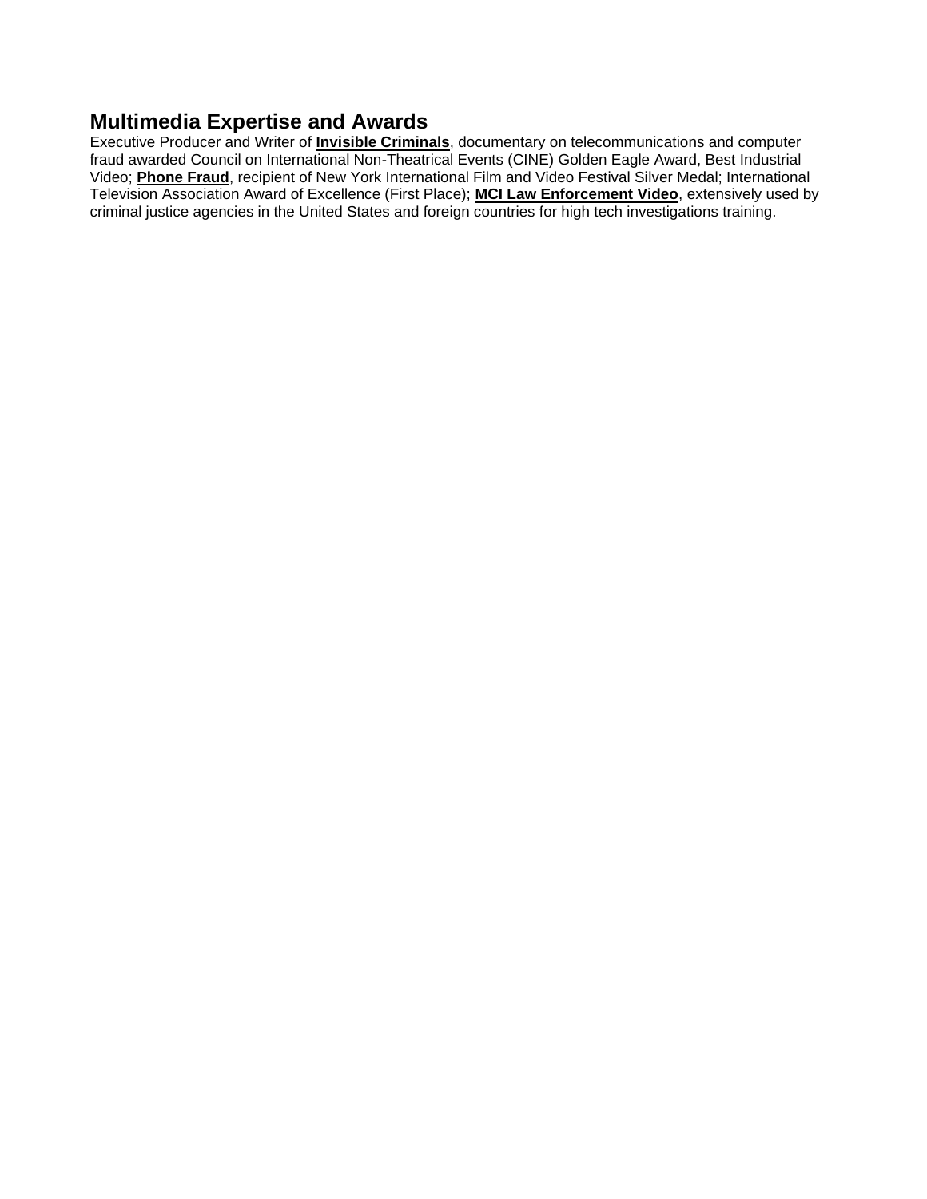## Multimedia Expertise and Awards

Executive Producer and Writer of **Invisible Criminals**, documentary on telecommunications and computer fraud awarded Council on International Non-Theatrical Events (CINE) Golden Eagle Award, Best Industrial Video; **Phone Fraud**, recipient of New York International Film and Video Festival Silver Medal; International Television Association Award of Excellence (First Place); **MCI Law Enforcement Video**, extensively used by criminal justice agencies in the United States and foreign countries for high tech investigations training.